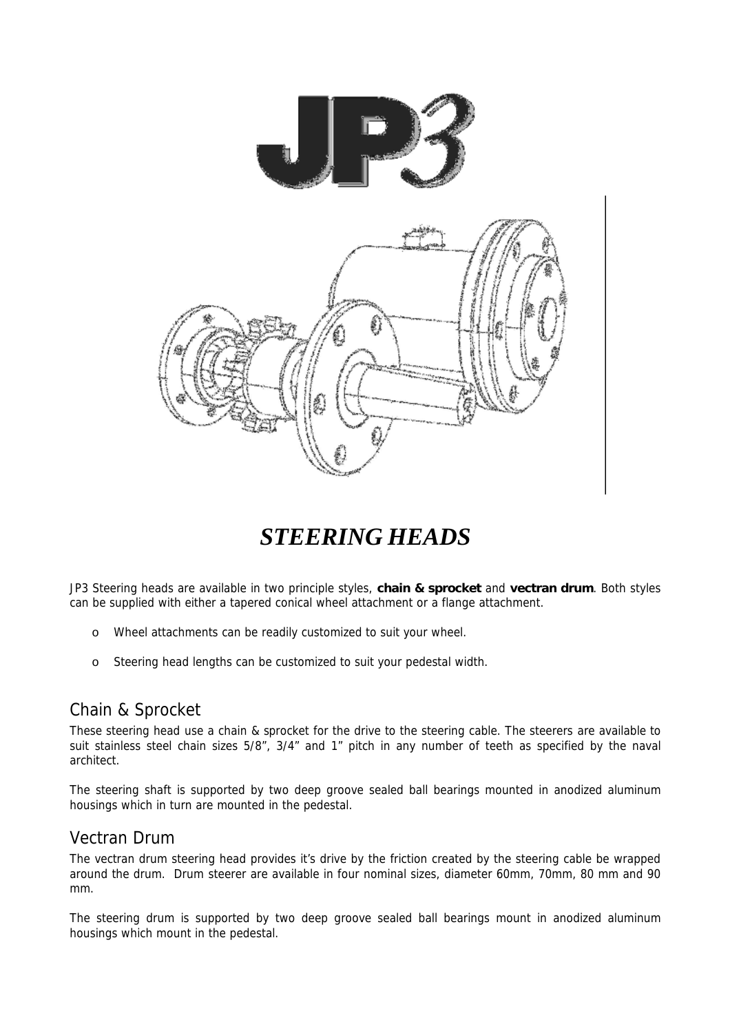# JP3

# *STEERING HEADS*

JP3 Steering heads are available in two principle styles, **chain & sprocket** and **vectran drum**. Both styles can be supplied with either a tapered conical wheel attachment or a flange attachment.

- Wheel attachments can be readily customized to suit your wheel.
- Steering head lengths can be customized to suit your pedestal width.

## Chain & Sprocket

These steering head use a chain & sprocket for the drive to the steering cable. The steerers are available to suit stainless steel chain sizes 5/8", 3/4" and 1" pitch in any number of teeth as specified by the naval architect.

The steering shaft is supported by two deep groove sealed ball bearings mounted in anodized aluminum housings which in turn are mounted in the pedestal.

## Vectran Drum

The vectran drum steering head provides it's drive by the friction created by the steering cable be wrapped around the drum. Drum steerer are available in four nominal sizes, diameter 60mm, 70mm, 80 mm and 90 mm.

The steering drum is supported by two deep groove sealed ball bearings mount in anodized aluminum housings which mount in the pedestal.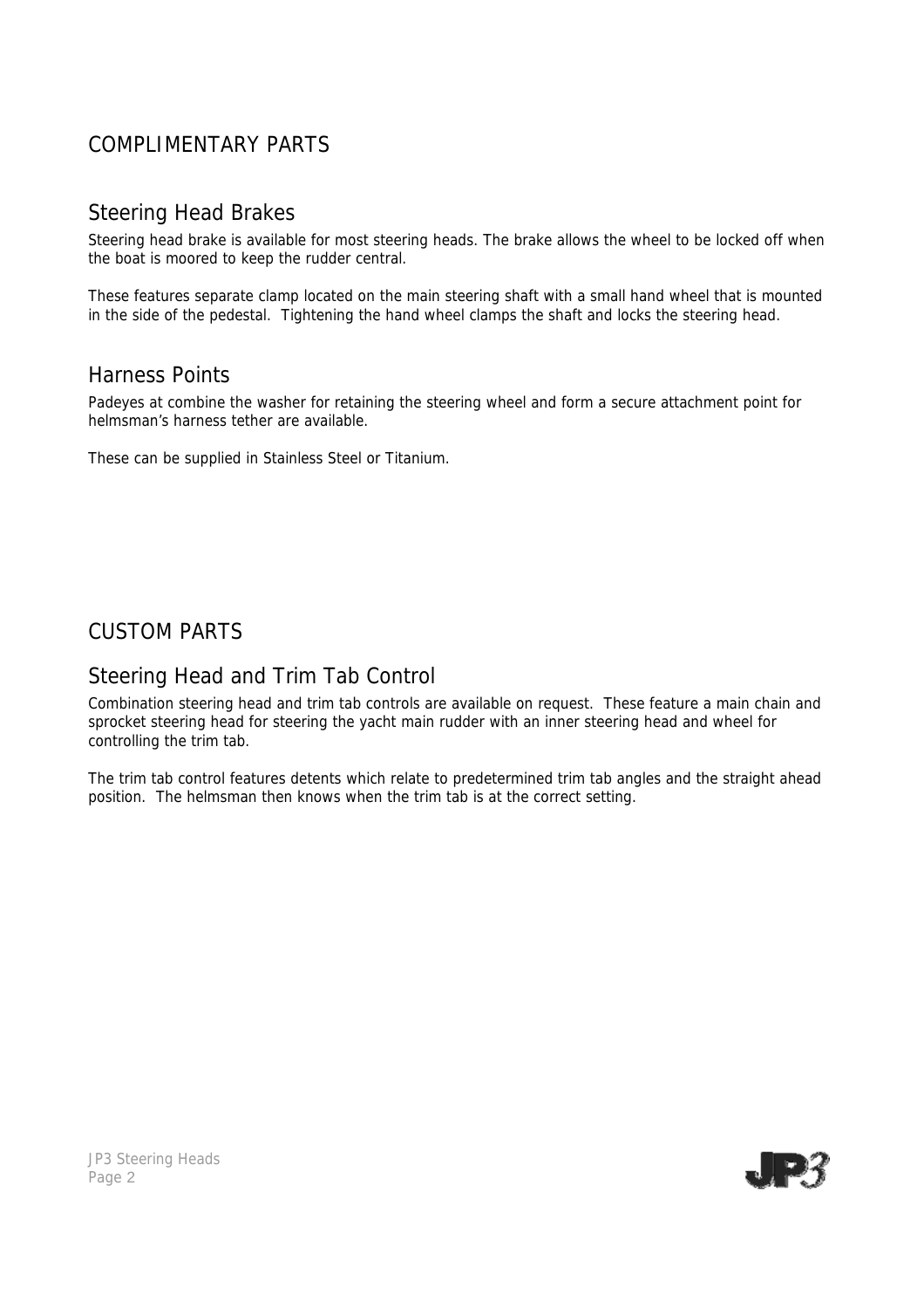# COMPLIMENTARY PARTS

## Steering Head Brakes

Steering head brake is available for most steering heads. The brake allows the wheel to be locked off when the boat is moored to keep the rudder central.

These features separate clamp located on the main steering shaft with a small hand wheel that is mounted in the side of the pedestal. Tightening the hand wheel clamps the shaft and locks the steering head.

## Harness Points

Padeyes at combine the washer for retaining the steering wheel and form a secure attachment point for helmsman's harness tether are available.

These can be supplied in Stainless Steel or Titanium.

# CUSTOM PARTS

## Steering Head and Trim Tab Control

Combination steering head and trim tab controls are available on request. These feature a main chain and sprocket steering head for steering the yacht main rudder with an inner steering head and wheel for controlling the trim tab.

The trim tab control features detents which relate to predetermined trim tab angles and the straight ahead position. The helmsman then knows when the trim tab is at the correct setting.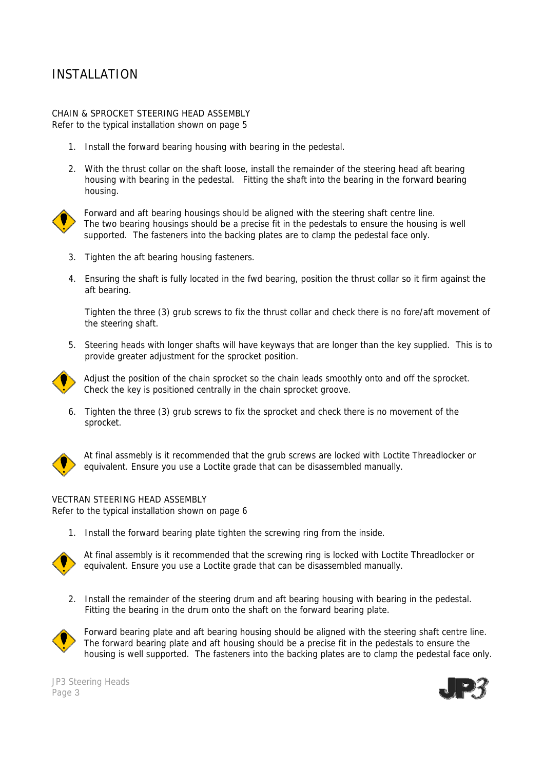# INSTALLATION

## CHAIN & SPROCKET STEERING HEAD ASSEMBLY

Refer to the typical installation shown on page 5

1. Install the forward bearing housing with bearing in the pedestal.

2. With the thrust collar on the shaft loose, install the remainder of the steering head aft bearing housing with bearing in the pedestal. Fitting the shaft into the bearing in the forward bearing housing.

Forward and aft bearing housings should be aligned with the steering shaft centre line. The two bearing housings should be a precise fit in the pedestals to ensure the housing is well supported. The fasteners into the backing plates are to clamp the pedestal face only.

3. Tighten the aft bearing housing fasteners.

4. Ensuring the shaft is fully located in the fwd bearing, position the thrust collar so it firm against the aft bearing.

   Tighten the three (3) grub screws to fix the thrust collar and check there is no fore/aft movement of the steering shaft.

5. Steering heads with longer shafts will have keyways that are longer than the key supplied. This is to provide greater adjustment for the sprocket position.

Adjust the position of the chain sprocket so the chain leads smoothly onto and off the sprocket. Check the key is positioned centrally in the chain sprocket groove.

6. Tighten the three (3) grub screws to fix the sprocket and check there is no movement of the sprocket.

At final assmebly is it recommended that the grub screws are locked with Loctite Threadlocker or equivalent. Ensure you use a Loctite grade that can be disassembled manually.

## VECTRAN STEERING HEAD ASSEMBLY

Refer to the typical installation shown on page 6

1. Install the forward bearing plate tighten the screwing ring from the inside.

At final assembly is it recommended that the screwing ring is locked with Loctite Threadlocker or equivalent. Ensure you use a Loctite grade that can be disassembled manually.

2. Install the remainder of the steering drum and aft bearing housing with bearing in the pedestal. Fitting the bearing in the drum onto the shaft on the forward bearing plate.

Forward bearing plate and aft bearing housing should be aligned with the steering shaft centre line. The forward bearing plate and aft housing should be a precise fit in the pedestals to ensure the housing is well supported. The fasteners into the backing plates are to clamp the pedestal face only.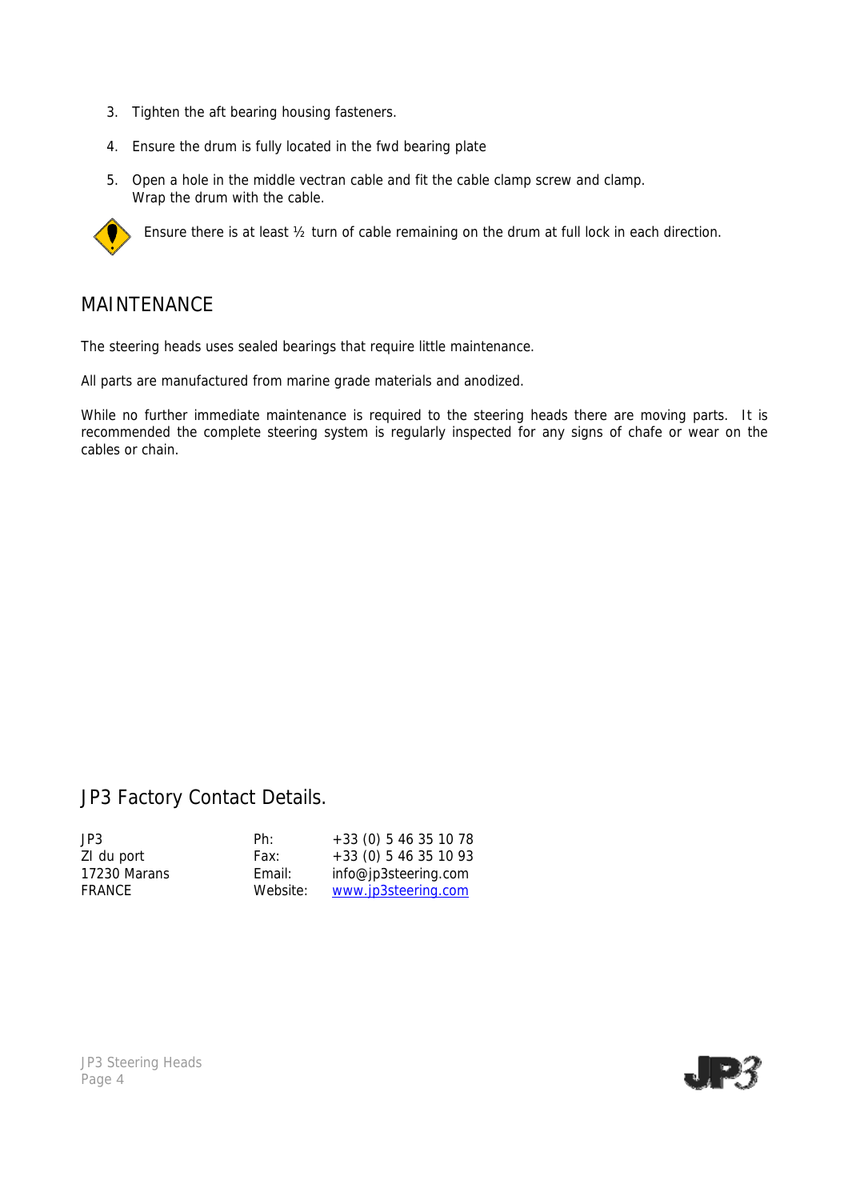3. Tighten the aft bearing housing fasteners.

4. Ensure the drum is fully located in the fwd bearing plate

5. Open a hole in the middle vectran cable and fit the cable clamp screw and clamp.
   Wrap the drum with the cable.

Ensure there is at least ½ turn of cable remaining on the drum at full lock in each direction.

## MAINTENANCE

The steering heads uses sealed bearings that require little maintenance.

All parts are manufactured from marine grade materials and anodized.

While no further immediate maintenance is required to the steering heads there are moving parts. It is recommended the complete steering system is regularly inspected for any signs of chafe or wear on the cables or chain.

## JP3 Factory Contact Details.

| | | |
|---|---|---|
| JP3 | Ph: | +33 (0) 5 46 35 10 78 |
| ZI du port | Fax: | +33 (0) 5 46 35 10 93 |
| 17230 Marans | Email: | info@jp3steering.com |
| FRANCE | Website: | www.jp3steering.com |